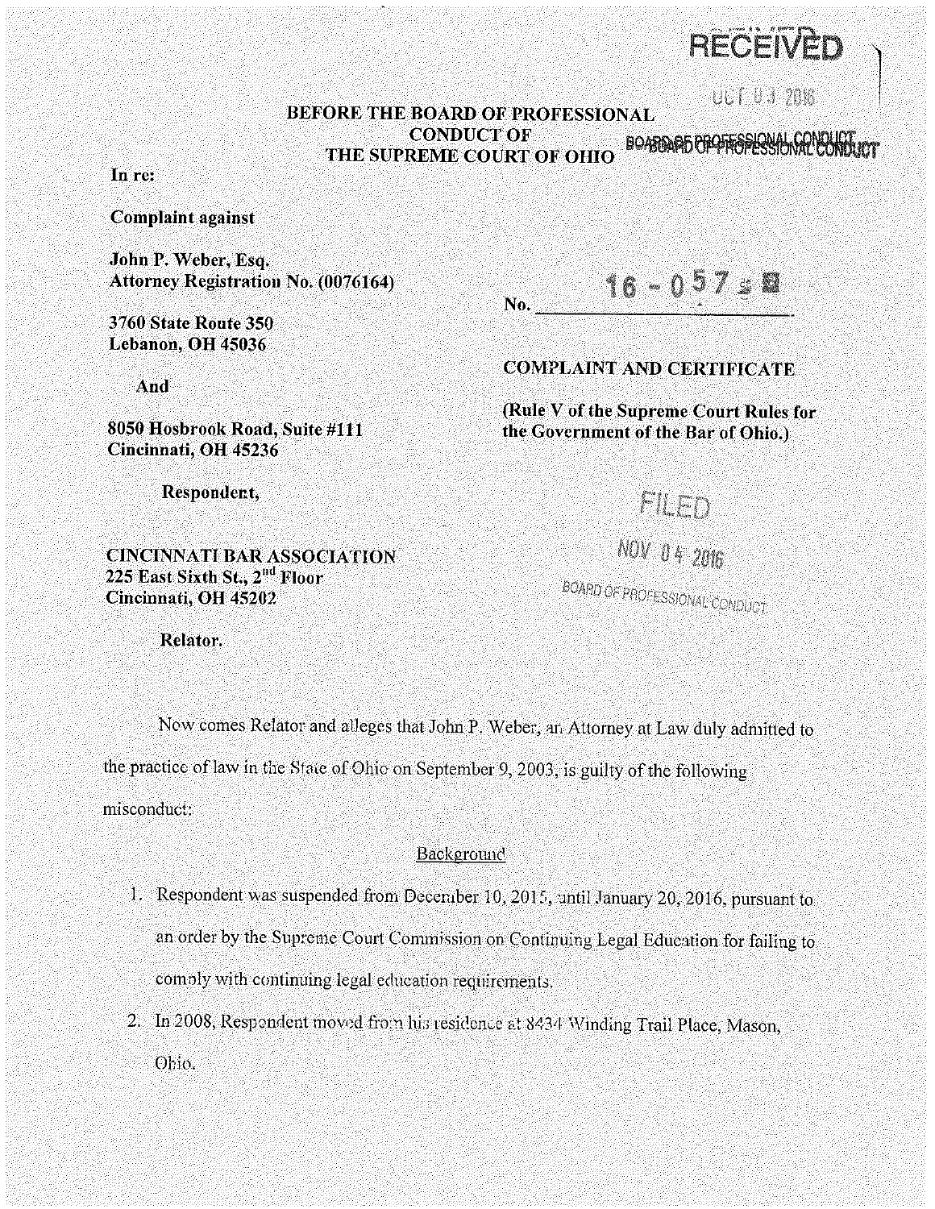RECEIVED

OCT 03 2016

BOARD OF PROFESSIONAL CONDUCT

**BEFORE THE BOARD OF PROFESSIONAL CONDUCT OF THE SUPREME COURT OF OHIO**

**In re:**

**Complaint against**

**John P. Weber, Esq.**
**Attorney Registration No. (0076164)**

**3760 State Route 350**
**Lebanon, OH 45036**

**And**

**8050 Hosbrook Road, Suite #111**
**Cincinnati, OH 45236**

**Respondent,**

**CINCINNATI BAR ASSOCIATION**
**225 East Sixth St., 2nd Floor**
**Cincinnati, OH 45202**

**Relator.**

No. 16 - 057

**COMPLAINT AND CERTIFICATE**

**(Rule V of the Supreme Court Rules for the Government of the Bar of Ohio.)**

FILED
NOV 04 2016
BOARD OF PROFESSIONAL CONDUCT

Now comes Relator and alleges that John P. Weber, an Attorney at Law duly admitted to the practice of law in the State of Ohio on September 9, 2003, is guilty of the following misconduct:

## Background

1. Respondent was suspended from December 10, 2015, until January 20, 2016, pursuant to an order by the Supreme Court Commission on Continuing Legal Education for failing to comply with continuing legal education requirements.
2. In 2008, Respondent moved from his residence at 8434 Winding Trail Place, Mason, Ohio.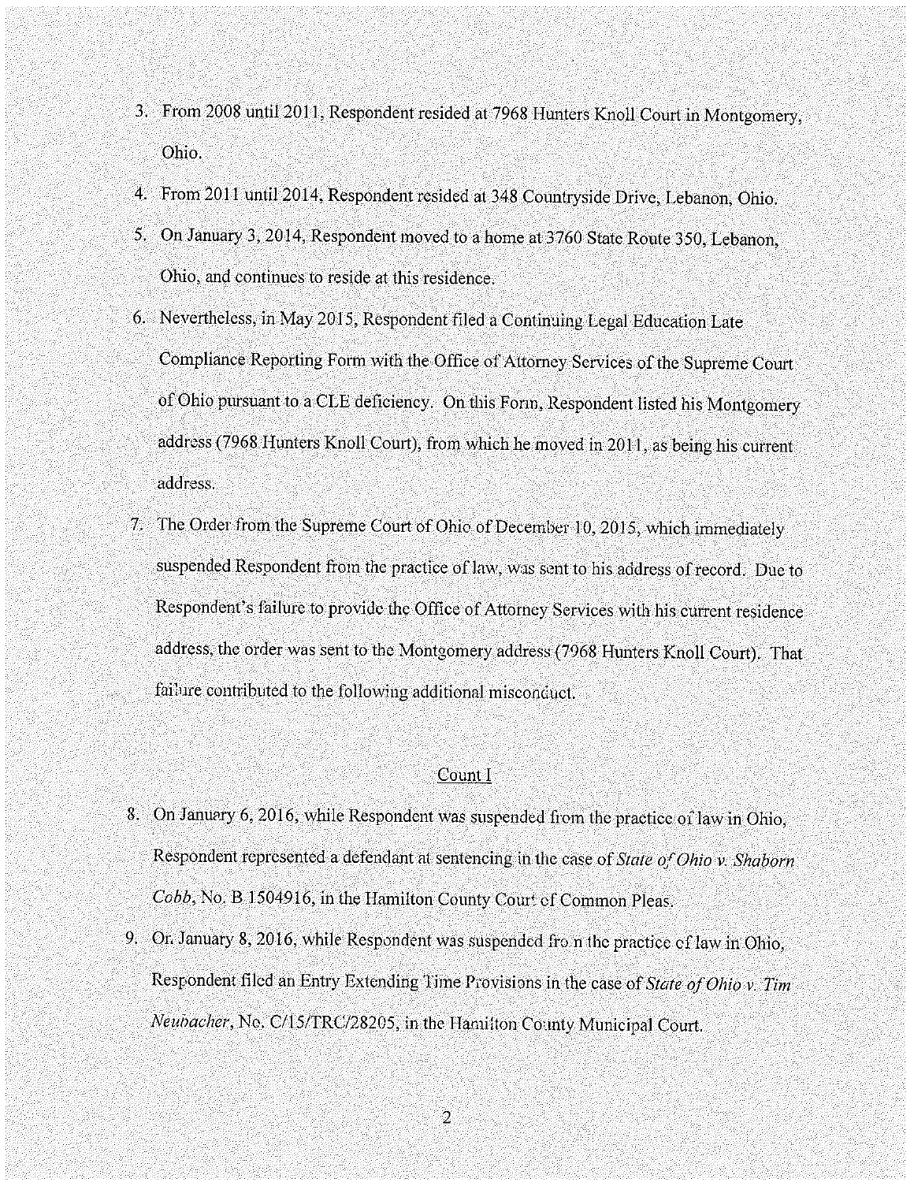3. From 2008 until 2011, Respondent resided at 7968 Hunters Knoll Court in Montgomery, Ohio.

4. From 2011 until 2014, Respondent resided at 348 Countryside Drive, Lebanon, Ohio.

5. On January 3, 2014, Respondent moved to a home at 3760 State Route 350, Lebanon, Ohio, and continues to reside at this residence.

6. Nevertheless, in May 2015, Respondent filed a Continuing Legal Education Late Compliance Reporting Form with the Office of Attorney Services of the Supreme Court of Ohio pursuant to a CLE deficiency. On this Form, Respondent listed his Montgomery address (7968 Hunters Knoll Court), from which he moved in 2011, as being his current address.

7. The Order from the Supreme Court of Ohio of December 10, 2015, which immediately suspended Respondent from the practice of law, was sent to his address of record. Due to Respondent's failure to provide the Office of Attorney Services with his current residence address, the order was sent to the Montgomery address (7968 Hunters Knoll Court). That failure contributed to the following additional misconduct.

<u>Count I</u>

8. On January 6, 2016, while Respondent was suspended from the practice of law in Ohio, Respondent represented a defendant at sentencing in the case of *State of Ohio v. Shaborn Cobb*, No. B 1504916, in the Hamilton County Court of Common Pleas.

9. On January 8, 2016, while Respondent was suspended from the practice of law in Ohio, Respondent filed an Entry Extending Time Provisions in the case of *State of Ohio v. Tim Neubacher*, No. C/15/TRC/28205, in the Hamilton County Municipal Court.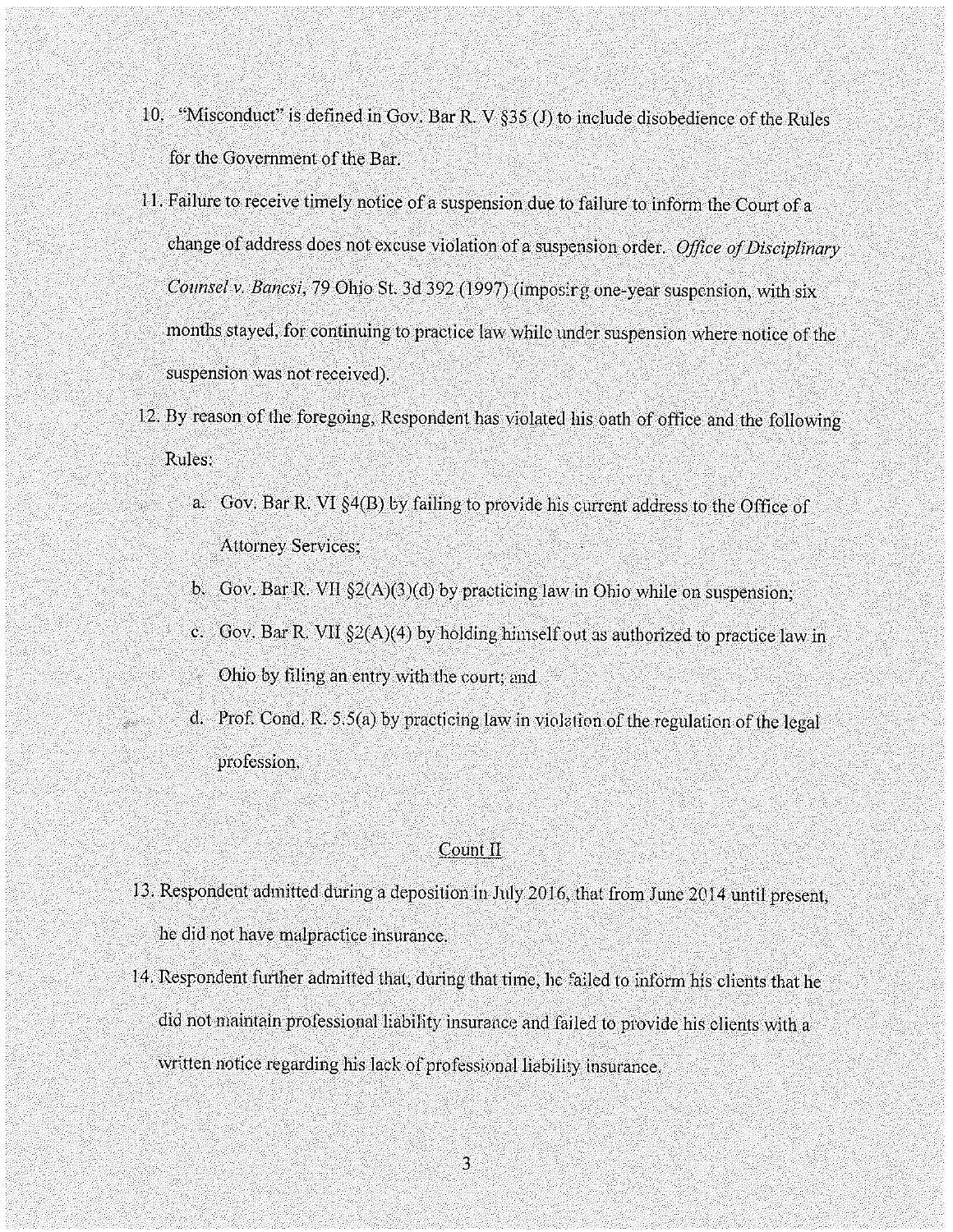10. "Misconduct" is defined in Gov. Bar R. V §35 (J) to include disobedience of the Rules for the Government of the Bar.

11. Failure to receive timely notice of a suspension due to failure to inform the Court of a change of address does not excuse violation of a suspension order. *Office of Disciplinary Counsel v. Bancsi*, 79 Ohio St. 3d 392 (1997) (imposing one-year suspension, with six months stayed, for continuing to practice law while under suspension where notice of the suspension was not received).

12. By reason of the foregoing, Respondent has violated his oath of office and the following Rules:

    a. Gov. Bar R. VI §4(B) by failing to provide his current address to the Office of Attorney Services;

    b. Gov. Bar R. VII §2(A)(3)(d) by practicing law in Ohio while on suspension;

    c. Gov. Bar R. VII §2(A)(4) by holding himself out as authorized to practice law in Ohio by filing an entry with the court; and

    d. Prof. Cond. R. 5.5(a) by practicing law in violation of the regulation of the legal profession.

## Count II

13. Respondent admitted during a deposition in July 2016, that from June 2014 until present, he did not have malpractice insurance.

14. Respondent further admitted that, during that time, he failed to inform his clients that he did not maintain professional liability insurance and failed to provide his clients with a written notice regarding his lack of professional liability insurance.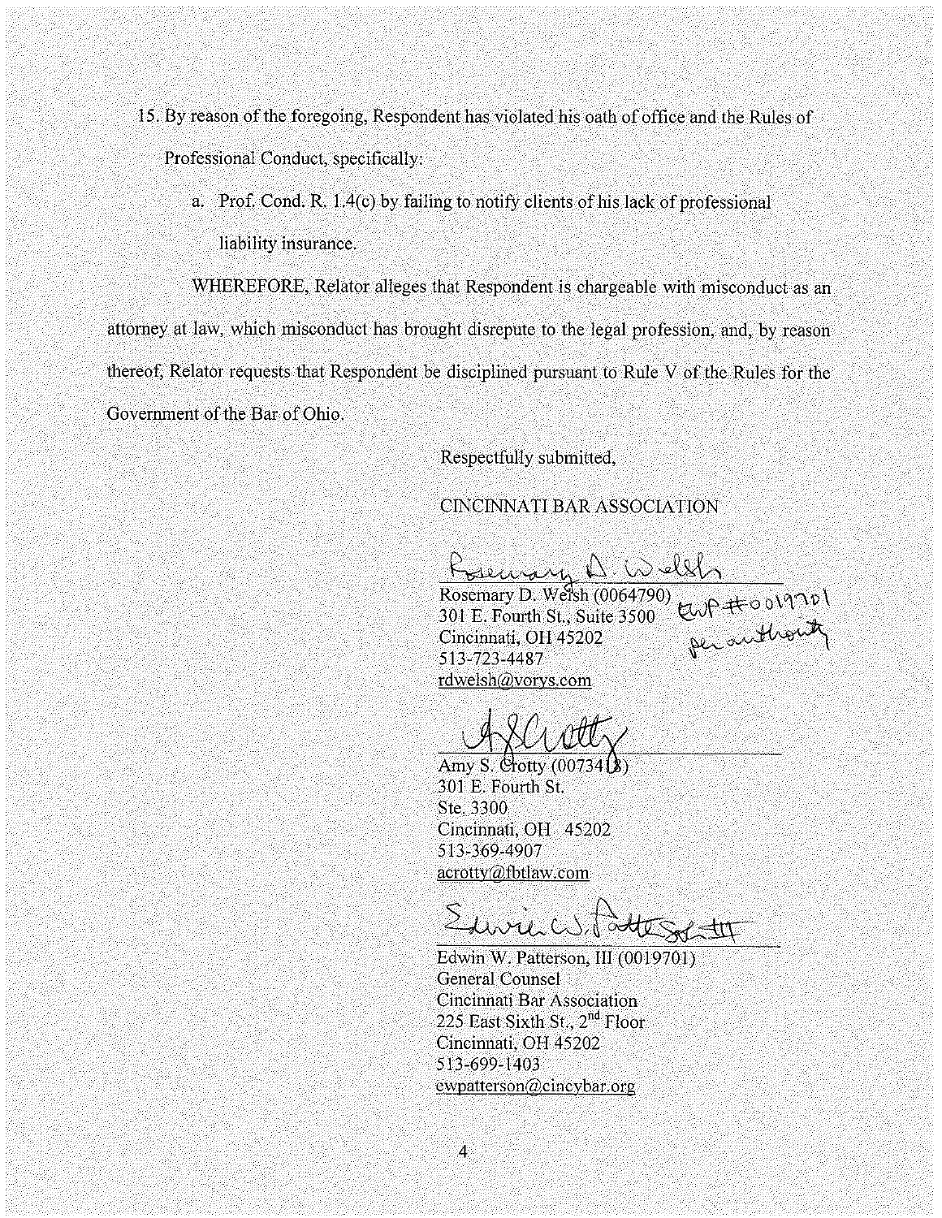15. By reason of the foregoing, Respondent has violated his oath of office and the Rules of Professional Conduct, specifically:

    a. Prof. Cond. R. 1.4(c) by failing to notify clients of his lack of professional liability insurance.

WHEREFORE, Relator alleges that Respondent is chargeable with misconduct as an attorney at law, which misconduct has brought disrepute to the legal profession, and, by reason thereof, Relator requests that Respondent be disciplined pursuant to Rule V of the Rules for the Government of the Bar of Ohio.

Respectfully submitted,

CINCINNATI BAR ASSOCIATION

Rosemary D. Welsh
EWP #0019701 per authority

Rosemary D. Welsh (0064790)
301 E. Fourth St., Suite 3500
Cincinnati, OH 45202
513-723-4487
rdwelsh@vorys.com

A S Crotty

Amy S. Crotty (0073418)
301 E. Fourth St.
Ste. 3300
Cincinnati, OH 45202
513-369-4907
acrotty@fbtlaw.com

Edwin W. Patterson III

Edwin W. Patterson, III (0019701)
General Counsel
Cincinnati Bar Association
225 East Sixth St., 2nd Floor
Cincinnati, OH 45202
513-699-1403
ewpatterson@cincybar.org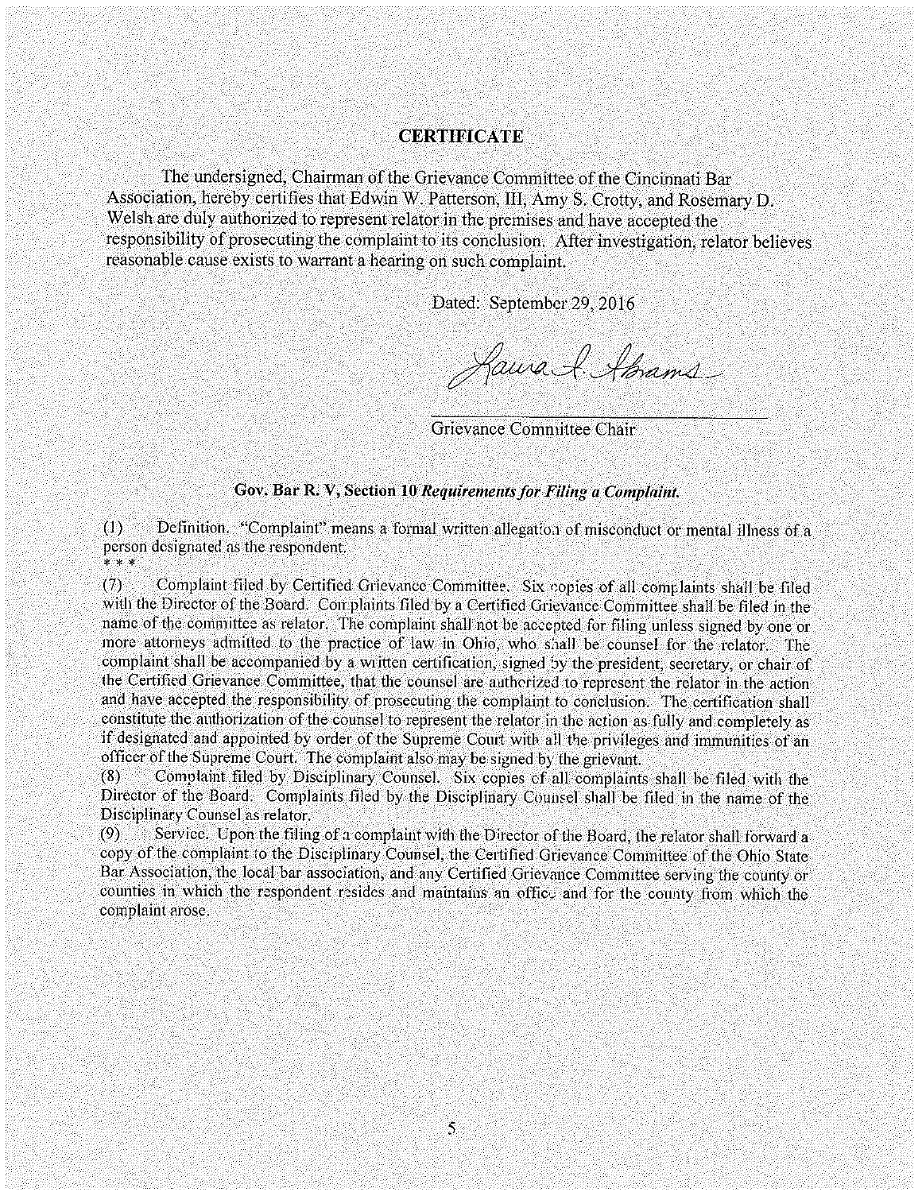## CERTIFICATE

The undersigned, Chairman of the Grievance Committee of the Cincinnati Bar Association, hereby certifies that Edwin W. Patterson, III, Amy S. Crotty, and Rosemary D. Welsh are duly authorized to represent relator in the premises and have accepted the responsibility of prosecuting the complaint to its conclusion. After investigation, relator believes reasonable cause exists to warrant a hearing on such complaint.

Dated: September 29, 2016

Laura L. Abrams

Grievance Committee Chair

### Gov. Bar R. V, Section 10 *Requirements for Filing a Complaint.*

(1) Definition. "Complaint" means a formal written allegation of misconduct or mental illness of a person designated as the respondent.

* * *

(7) Complaint filed by Certified Grievance Committee. Six copies of all complaints shall be filed with the Director of the Board. Complaints filed by a Certified Grievance Committee shall be filed in the name of the committee as relator. The complaint shall not be accepted for filing unless signed by one or more attorneys admitted to the practice of law in Ohio, who shall be counsel for the relator. The complaint shall be accompanied by a written certification, signed by the president, secretary, or chair of the Certified Grievance Committee, that the counsel are authorized to represent the relator in the action and have accepted the responsibility of prosecuting the complaint to conclusion. The certification shall constitute the authorization of the counsel to represent the relator in the action as fully and completely as if designated and appointed by order of the Supreme Court with all the privileges and immunities of an officer of the Supreme Court. The complaint also may be signed by the grievant.

(8) Complaint filed by Disciplinary Counsel. Six copies of all complaints shall be filed with the Director of the Board. Complaints filed by the Disciplinary Counsel shall be filed in the name of the Disciplinary Counsel as relator.

(9) Service. Upon the filing of a complaint with the Director of the Board, the relator shall forward a copy of the complaint to the Disciplinary Counsel, the Certified Grievance Committee of the Ohio State Bar Association, the local bar association, and any Certified Grievance Committee serving the county or counties in which the respondent resides and maintains an office and for the county from which the complaint arose.